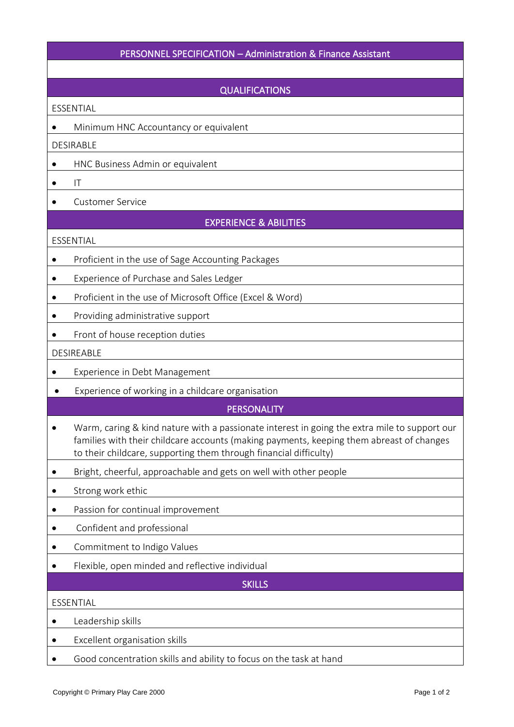# PERSONNEL SPECIFICATION – Administration & Finance Assistant

## QUALIFICATIONS

ESSENTIAL

- Minimum HNC Accountancy or equivalent

DESIRABLE

- HNC Business Admin or equivalent
- IT
- Customer Service

## EXPERIENCE & ABILITIES

ESSENTIAL

- Proficient in the use of Sage Accounting Packages
- Experience of Purchase and Sales Ledger
- Proficient in the use of Microsoft Office (Excel & Word)
- Providing administrative support
- Front of house reception duties

DESIREABLE

- Experience in Debt Management
- Experience of working in a childcare organisation

## PERSONALITY

- Warm, caring & kind nature with a passionate interest in going the extra mile to support our families with their childcare accounts (making payments, keeping them abreast of changes to their childcare, supporting them through financial difficulty)
- Bright, cheerful, approachable and gets on well with other people
- Strong work ethic
- Passion for continual improvement
- Confident and professional
- Commitment to Indigo Values
- Flexible, open minded and reflective individual

## SKILLS

ESSENTIAL

- Leadership skills
- Excellent organisation skills
- Good concentration skills and ability to focus on the task at hand

Copyright © Primary Play Care 2000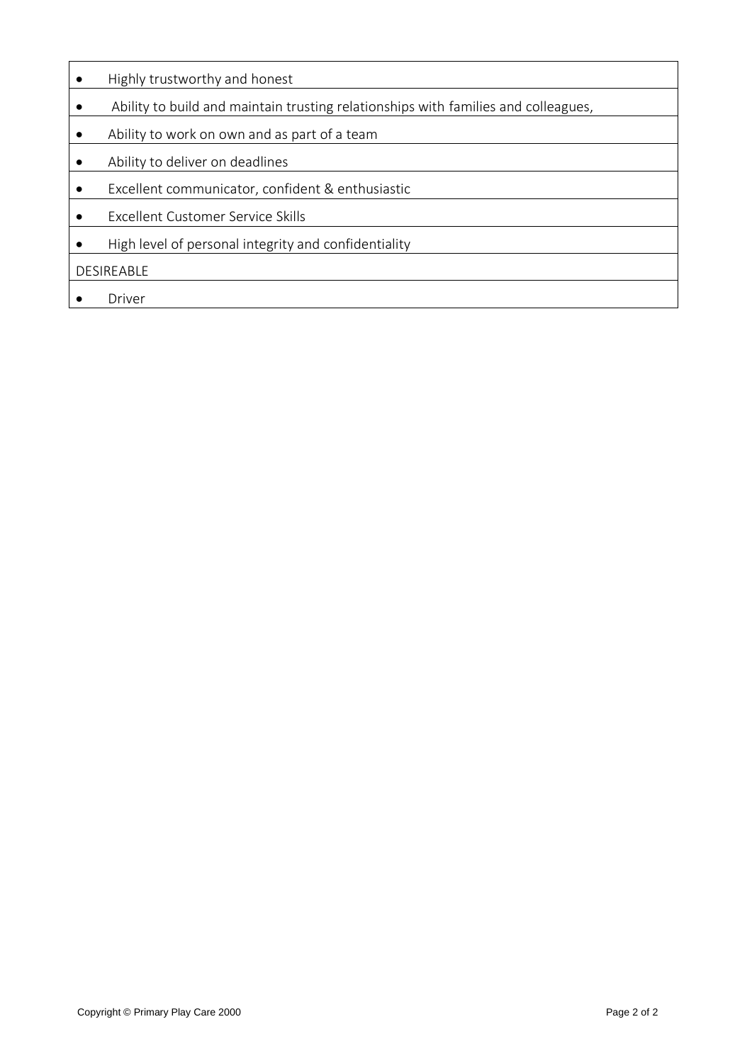- Highly trustworthy and honest
- Ability to build and maintain trusting relationships with families and colleagues,
- Ability to work on own and as part of a team
- Ability to deliver on deadlines
- Excellent communicator, confident & enthusiastic
- Excellent Customer Service Skills
- High level of personal integrity and confidentiality

DESIREABLE

- Driver

Copyright © Primary Play Care 2000